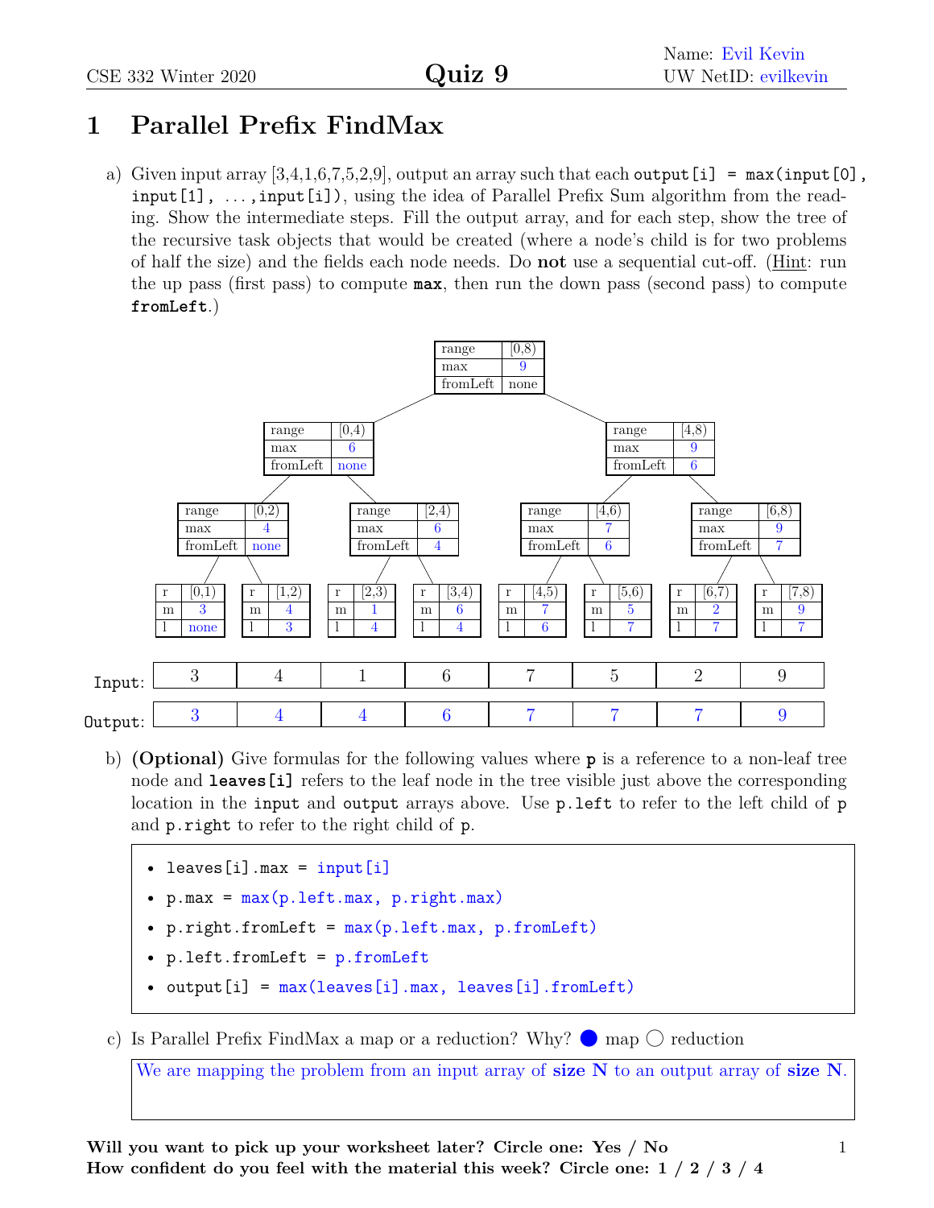CSE 332 Winter 2020 **Quiz 9**

Name: Evil Kevin
UW NetID: evilkevin

# 1 Parallel Prefix FindMax

a) Given input array [3,4,1,6,7,5,2,9], output an array such that each `output[i] = max(input[0], input[1], ...,input[i])`, using the idea of Parallel Prefix Sum algorithm from the reading. Show the intermediate steps. Fill the output array, and for each step, show the tree of the recursive task objects that would be created (where a node's child is for two problems of half the size) and the fields each node needs. Do **not** use a sequential cut-off. (Hint: run the up pass (first pass) to compute **max**, then run the down pass (second pass) to compute **fromLeft**.)

Tree nodes (range / max / fromLeft):

- Root: range [0,8), max 9, fromLeft none
  - range [0,4), max 6, fromLeft none
    - range [0,2), max 4, fromLeft none
      - r [0,1), m 3, l none
      - r [1,2), m 4, l 3
    - range [2,4), max 6, fromLeft 4
      - r [2,3), m 1, l 4
      - r [3,4), m 6, l 4
  - range [4,8), max 9, fromLeft 6
    - range [4,6), max 7, fromLeft 6
      - r [4,5), m 7, l 6
      - r [5,6), m 5, l 7
    - range [6,8), max 9, fromLeft 7
      - r [6,7), m 2, l 7
      - r [7,8), m 9, l 7

| | | | | | | | | |
|---|---|---|---|---|---|---|---|---|
| Input: | 3 | 4 | 1 | 6 | 7 | 5 | 2 | 9 |
| Output: | 3 | 4 | 4 | 6 | 7 | 7 | 7 | 9 |

b) **(Optional)** Give formulas for the following values where **p** is a reference to a non-leaf tree node and **leaves[i]** refers to the leaf node in the tree visible just above the corresponding location in the `input` and `output` arrays above. Use `p.left` to refer to the left child of `p` and `p.right` to refer to the right child of `p`.

- `leaves[i].max = input[i]`
- `p.max = max(p.left.max, p.right.max)`
- `p.right.fromLeft = max(p.left.max, p.fromLeft)`
- `p.left.fromLeft = p.fromLeft`
- `output[i] = max(leaves[i].max, leaves[i].fromLeft)`

c) Is Parallel Prefix FindMax a map or a reduction? Why? ● map ○ reduction

We are mapping the problem from an input array of **size N** to an output array of **size N**.

**Will you want to pick up your worksheet later? Circle one: Yes / No**
**How confident do you feel with the material this week? Circle one: 1 / 2 / 3 / 4**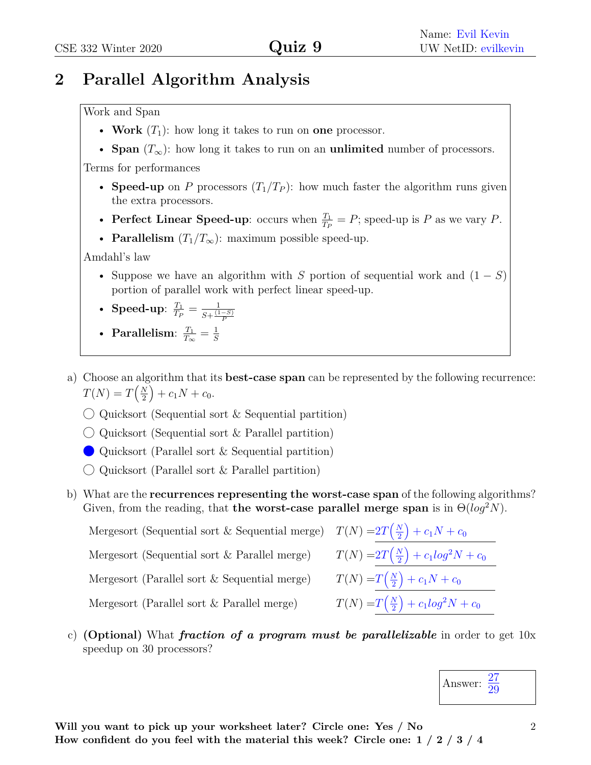## 2 Parallel Algorithm Analysis

Work and Span

- **Work** ($T_1$): how long it takes to run on **one** processor.
- **Span** ($T_\infty$): how long it takes to run on an **unlimited** number of processors.

Terms for performances

- **Speed-up** on $P$ processors ($T_1/T_P$): how much faster the algorithm runs given the extra processors.
- **Perfect Linear Speed-up**: occurs when $\frac{T_1}{T_P} = P$; speed-up is $P$ as we vary $P$.
- **Parallelism** ($T_1/T_\infty$): maximum possible speed-up.

Amdahl's law

- Suppose we have an algorithm with $S$ portion of sequential work and $(1 - S)$ portion of parallel work with perfect linear speed-up.
- **Speed-up**: $\frac{T_1}{T_P} = \frac{1}{S + \frac{(1-S)}{P}}$
- **Parallelism**: $\frac{T_1}{T_\infty} = \frac{1}{S}$

a) Choose an algorithm that its **best-case span** can be represented by the following recurrence: $T(N) = T\left(\frac{N}{2}\right) + c_1 N + c_0$.

- ○ Quicksort (Sequential sort & Sequential partition)
- ○ Quicksort (Sequential sort & Parallel partition)
- ● Quicksort (Parallel sort & Sequential partition)
- ○ Quicksort (Parallel sort & Parallel partition)

b) What are the **recurrences representing the worst-case span** of the following algorithms? Given, from the reading, that **the worst-case parallel merge span** is in $\Theta(log^2 N)$.

| Algorithm | Recurrence |
|---|---|
| Mergesort (Sequential sort & Sequential merge) | $T(N) = 2T\left(\frac{N}{2}\right) + c_1 N + c_0$ |
| Mergesort (Sequential sort & Parallel merge) | $T(N) = 2T\left(\frac{N}{2}\right) + c_1 log^2 N + c_0$ |
| Mergesort (Parallel sort & Sequential merge) | $T(N) = T\left(\frac{N}{2}\right) + c_1 N + c_0$ |
| Mergesort (Parallel sort & Parallel merge) | $T(N) = T\left(\frac{N}{2}\right) + c_1 log^2 N + c_0$ |

c) **(Optional)** What ***fraction of a program must be parallelizable*** in order to get 10x speedup on 30 processors?

Answer: $\frac{27}{29}$

**Will you want to pick up your worksheet later? Circle one: Yes / No**
**How confident do you feel with the material this week? Circle one: 1 / 2 / 3 / 4**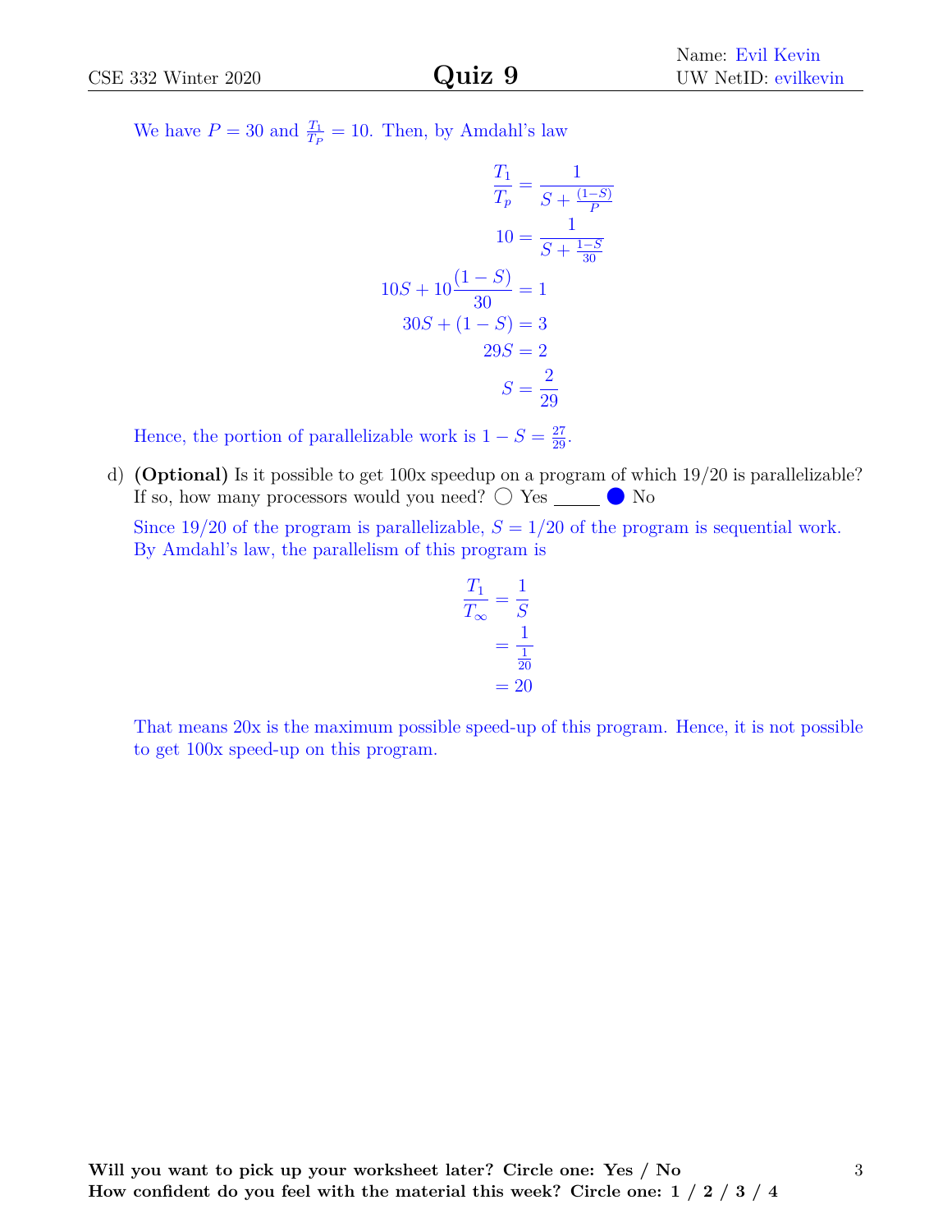We have $P = 30$ and $\frac{T_1}{T_P} = 10$. Then, by Amdahl's law

$$\begin{aligned}
\frac{T_1}{T_p} &= \frac{1}{S + \frac{(1-S)}{P}} \\
10 &= \frac{1}{S + \frac{1-S}{30}} \\
10S + 10\frac{(1-S)}{30} &= 1 \\
30S + (1-S) &= 3 \\
29S &= 2 \\
S &= \frac{2}{29}
\end{aligned}$$

Hence, the portion of parallelizable work is $1 - S = \frac{27}{29}$.

d) **(Optional)** Is it possible to get 100x speedup on a program of which 19/20 is parallelizable? If so, how many processors would you need? ○ Yes \_\_\_\_\_ ● No

Since 19/20 of the program is parallelizable, $S = 1/20$ of the program is sequential work. By Amdahl's law, the parallelism of this program is

$$\begin{aligned}
\frac{T_1}{T_\infty} &= \frac{1}{S} \\
&= \frac{1}{\frac{1}{20}} \\
&= 20
\end{aligned}$$

That means 20x is the maximum possible speed-up of this program. Hence, it is not possible to get 100x speed-up on this program.

**Will you want to pick up your worksheet later? Circle one: Yes / No**
**How confident do you feel with the material this week? Circle one: 1 / 2 / 3 / 4**